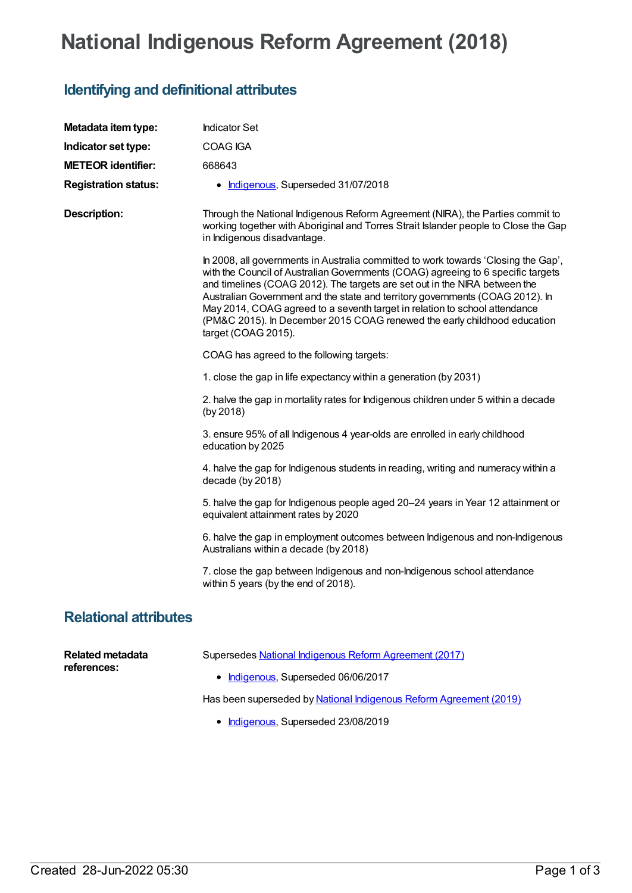# National Indigenous Reform Agreement (2018)

## Identifying and definitional attributes

**Metadata item type:** Indicator Set

**Indicator set type:** COAG IGA

**METEOR identifier:** 668643

**Registration status:**

- Indigenous, Superseded 31/07/2018

**Description:**

Through the National Indigenous Reform Agreement (NIRA), the Parties commit to working together with Aboriginal and Torres Strait Islander people to Close the Gap in Indigenous disadvantage.

In 2008, all governments in Australia committed to work towards 'Closing the Gap', with the Council of Australian Governments (COAG) agreeing to 6 specific targets and timelines (COAG 2012). The targets are set out in the NIRA between the Australian Government and the state and territory governments (COAG 2012). In May 2014, COAG agreed to a seventh target in relation to school attendance (PM&C 2015). In December 2015 COAG renewed the early childhood education target (COAG 2015).

COAG has agreed to the following targets:

1. close the gap in life expectancy within a generation (by 2031)

2. halve the gap in mortality rates for Indigenous children under 5 within a decade (by 2018)

3. ensure 95% of all Indigenous 4 year-olds are enrolled in early childhood education by 2025

4. halve the gap for Indigenous students in reading, writing and numeracy within a decade (by 2018)

5. halve the gap for Indigenous people aged 20–24 years in Year 12 attainment or equivalent attainment rates by 2020

6. halve the gap in employment outcomes between Indigenous and non-Indigenous Australians within a decade (by 2018)

7. close the gap between Indigenous and non-Indigenous school attendance within 5 years (by the end of 2018).

## Relational attributes

**Related metadata references:**

Supersedes National Indigenous Reform Agreement (2017)

- Indigenous, Superseded 06/06/2017

Has been superseded by National Indigenous Reform Agreement (2019)

- Indigenous, Superseded 23/08/2019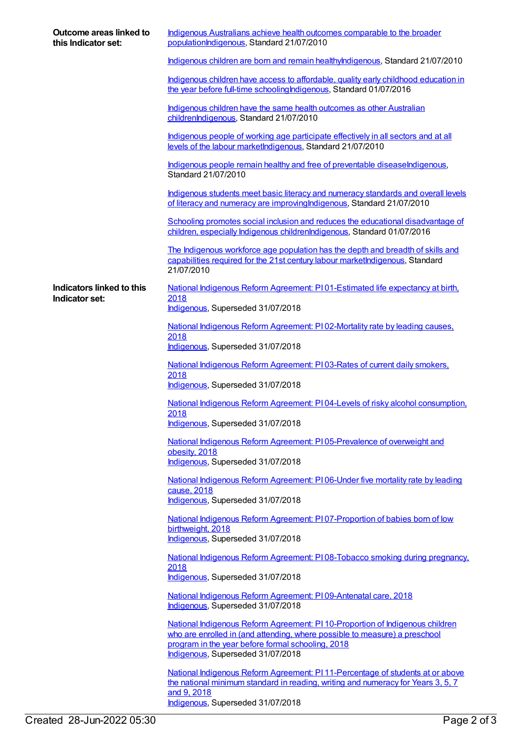**Outcome areas linked to this Indicator set:**

Indigenous Australians achieve health outcomes comparable to the broader populationIndigenous, Standard 21/07/2010

Indigenous children are born and remain healthyIndigenous, Standard 21/07/2010

Indigenous children have access to affordable, quality early childhood education in the year before full-time schoolingIndigenous, Standard 01/07/2016

Indigenous children have the same health outcomes as other Australian childrenIndigenous, Standard 21/07/2010

Indigenous people of working age participate effectively in all sectors and at all levels of the labour marketIndigenous, Standard 21/07/2010

Indigenous people remain healthy and free of preventable diseaseIndigenous, Standard 21/07/2010

Indigenous students meet basic literacy and numeracy standards and overall levels of literacy and numeracy are improvingIndigenous, Standard 21/07/2010

Schooling promotes social inclusion and reduces the educational disadvantage of children, especially Indigenous childrenIndigenous, Standard 01/07/2016

The Indigenous workforce age population has the depth and breadth of skills and capabilities required for the 21st century labour marketIndigenous, Standard 21/07/2010

**Indicators linked to this Indicator set:**

National Indigenous Reform Agreement: PI 01-Estimated life expectancy at birth, 2018
Indigenous, Superseded 31/07/2018

National Indigenous Reform Agreement: PI 02-Mortality rate by leading causes, 2018
Indigenous, Superseded 31/07/2018

National Indigenous Reform Agreement: PI 03-Rates of current daily smokers, 2018
Indigenous, Superseded 31/07/2018

National Indigenous Reform Agreement: PI 04-Levels of risky alcohol consumption, 2018
Indigenous, Superseded 31/07/2018

National Indigenous Reform Agreement: PI 05-Prevalence of overweight and obesity, 2018
Indigenous, Superseded 31/07/2018

National Indigenous Reform Agreement: PI 06-Under five mortality rate by leading cause, 2018
Indigenous, Superseded 31/07/2018

National Indigenous Reform Agreement: PI 07-Proportion of babies born of low birthweight, 2018
Indigenous, Superseded 31/07/2018

National Indigenous Reform Agreement: PI 08-Tobacco smoking during pregnancy, 2018
Indigenous, Superseded 31/07/2018

National Indigenous Reform Agreement: PI 09-Antenatal care, 2018
Indigenous, Superseded 31/07/2018

National Indigenous Reform Agreement: PI 10-Proportion of Indigenous children who are enrolled in (and attending, where possible to measure) a preschool program in the year before formal schooling, 2018
Indigenous, Superseded 31/07/2018

National Indigenous Reform Agreement: PI 11-Percentage of students at or above the national minimum standard in reading, writing and numeracy for Years 3, 5, 7 and 9, 2018
Indigenous, Superseded 31/07/2018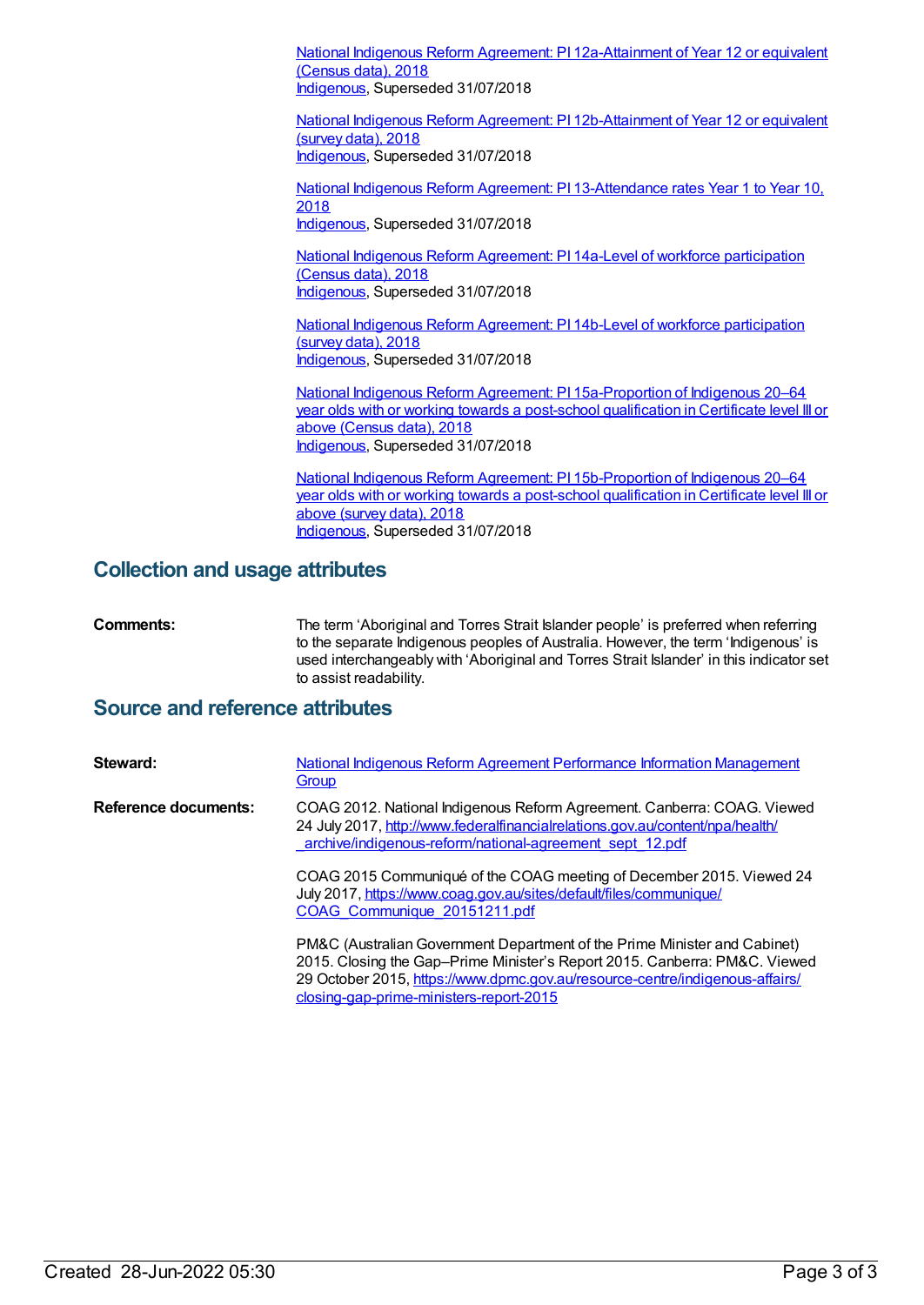[National Indigenous Reform Agreement: PI 12a-Attainment of Year 12 or equivalent (Census data), 2018](#)
[Indigenous](#), Superseded 31/07/2018

[National Indigenous Reform Agreement: PI 12b-Attainment of Year 12 or equivalent (survey data), 2018](#)
[Indigenous](#), Superseded 31/07/2018

[National Indigenous Reform Agreement: PI 13-Attendance rates Year 1 to Year 10, 2018](#)
[Indigenous](#), Superseded 31/07/2018

[National Indigenous Reform Agreement: PI 14a-Level of workforce participation (Census data), 2018](#)
[Indigenous](#), Superseded 31/07/2018

[National Indigenous Reform Agreement: PI 14b-Level of workforce participation (survey data), 2018](#)
[Indigenous](#), Superseded 31/07/2018

[National Indigenous Reform Agreement: PI 15a-Proportion of Indigenous 20–64 year olds with or working towards a post-school qualification in Certificate level III or above (Census data), 2018](#)
[Indigenous](#), Superseded 31/07/2018

[National Indigenous Reform Agreement: PI 15b-Proportion of Indigenous 20–64 year olds with or working towards a post-school qualification in Certificate level III or above (survey data), 2018](#)
[Indigenous](#), Superseded 31/07/2018

## Collection and usage attributes

**Comments:** The term 'Aboriginal and Torres Strait Islander people' is preferred when referring to the separate Indigenous peoples of Australia. However, the term 'Indigenous' is used interchangeably with 'Aboriginal and Torres Strait Islander' in this indicator set to assist readability.

## Source and reference attributes

**Steward:** [National Indigenous Reform Agreement Performance Information Management Group](#)

**Reference documents:** COAG 2012. National Indigenous Reform Agreement. Canberra: COAG. Viewed 24 July 2017, http://www.federalfinancialrelations.gov.au/content/npa/health/_archive/indigenous-reform/national-agreement_sept_12.pdf

COAG 2015 Communiqué of the COAG meeting of December 2015. Viewed 24 July 2017, https://www.coag.gov.au/sites/default/files/communique/COAG_Communique_20151211.pdf

PM&C (Australian Government Department of the Prime Minister and Cabinet) 2015. Closing the Gap–Prime Minister's Report 2015. Canberra: PM&C. Viewed 29 October 2015, https://www.dpmc.gov.au/resource-centre/indigenous-affairs/closing-gap-prime-ministers-report-2015